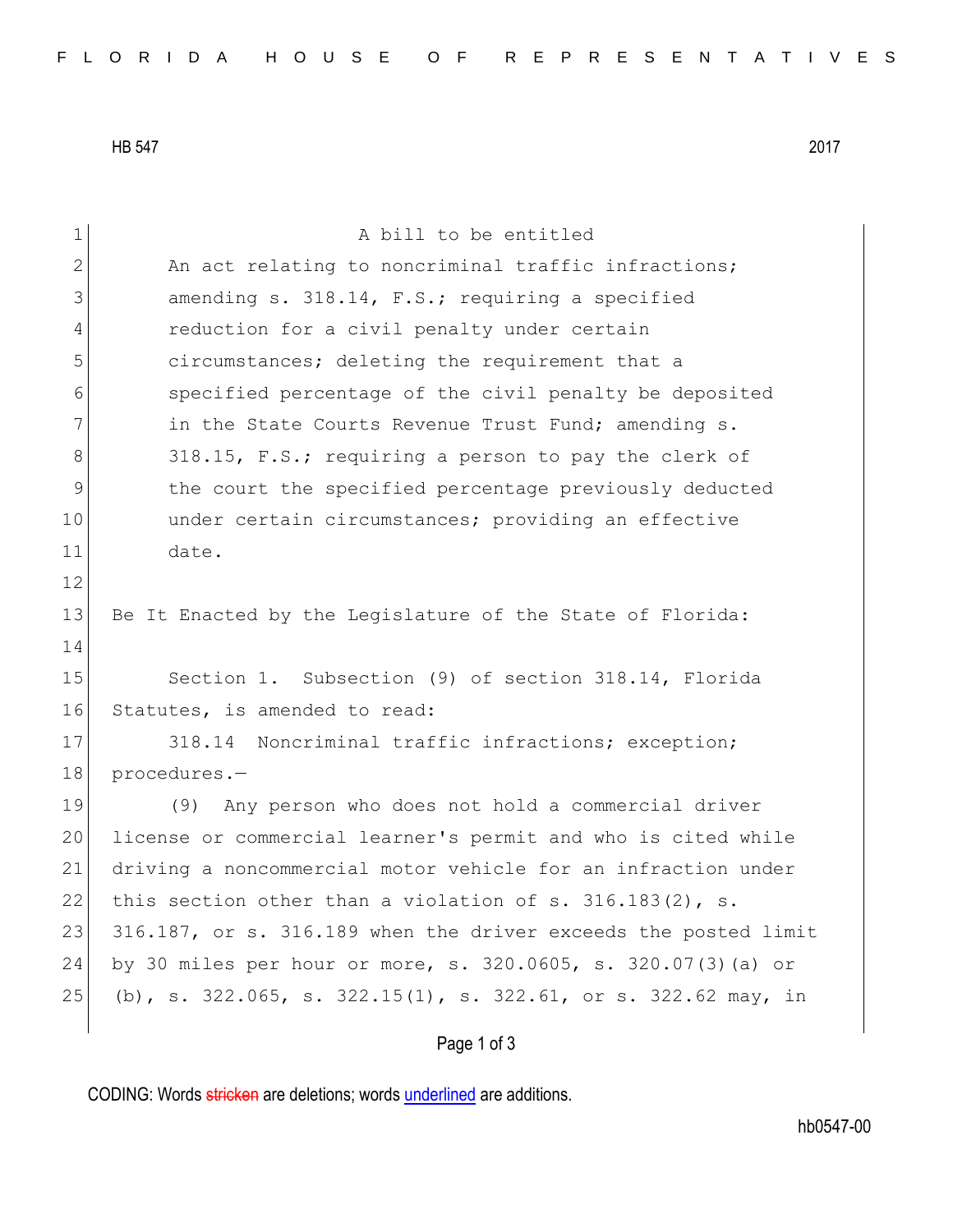HB 547 2017

A bill to be entitled

An act relating to noncriminal traffic infractions; amending s. 318.14, F.S.; requiring a specified reduction for a civil penalty under certain circumstances; deleting the requirement that a specified percentage of the civil penalty be deposited in the State Courts Revenue Trust Fund; amending s. 318.15, F.S.; requiring a person to pay the clerk of the court the specified percentage previously deducted under certain circumstances; providing an effective date.

Be It Enacted by the Legislature of the State of Florida:

Section 1. Subsection (9) of section 318.14, Florida Statutes, is amended to read:

318.14 Noncriminal traffic infractions; exception; procedures.—

(9) Any person who does not hold a commercial driver license or commercial learner's permit and who is cited while driving a noncommercial motor vehicle for an infraction under this section other than a violation of s. 316.183(2), s. 316.187, or s. 316.189 when the driver exceeds the posted limit by 30 miles per hour or more, s. 320.0605, s. 320.07(3)(a) or (b), s. 322.065, s. 322.15(1), s. 322.61, or s. 322.62 may, in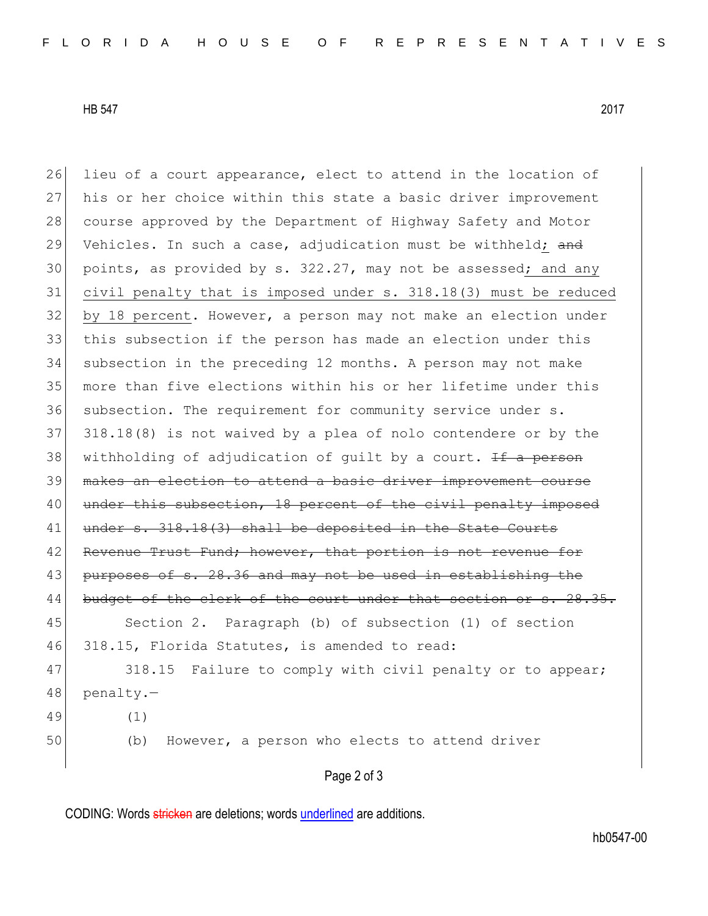lieu of a court appearance, elect to attend in the location of his or her choice within this state a basic driver improvement course approved by the Department of Highway Safety and Motor Vehicles. In such a case, adjudication must be withheld; ~~and~~ points, as provided by s. 322.27, may not be assessed; and any civil penalty that is imposed under s. 318.18(3) must be reduced by 18 percent. However, a person may not make an election under this subsection if the person has made an election under this subsection in the preceding 12 months. A person may not make more than five elections within his or her lifetime under this subsection. The requirement for community service under s. 318.18(8) is not waived by a plea of nolo contendere or by the withholding of adjudication of guilt by a court. ~~If a person makes an election to attend a basic driver improvement course under this subsection, 18 percent of the civil penalty imposed under s. 318.18(3) shall be deposited in the State Courts Revenue Trust Fund; however, that portion is not revenue for purposes of s. 28.36 and may not be used in establishing the budget of the clerk of the court under that section or s. 28.35.~~

Section 2. Paragraph (b) of subsection (1) of section 318.15, Florida Statutes, is amended to read:

318.15 Failure to comply with civil penalty or to appear; penalty.—

(1)

(b) However, a person who elects to attend driver

CODING: Words ~~stricken~~ are deletions; words underlined are additions.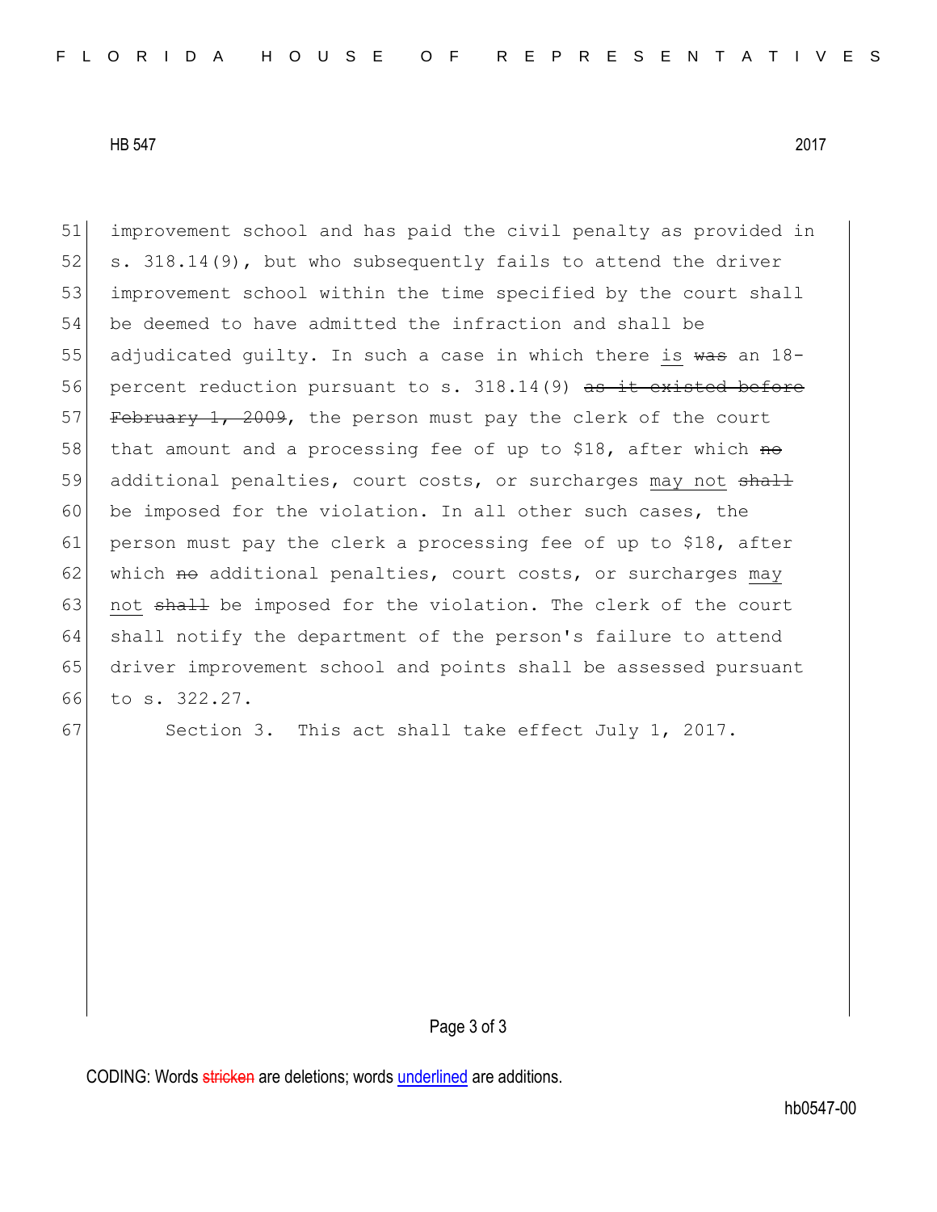51 improvement school and has paid the civil penalty as provided in
52 s. 318.14(9), but who subsequently fails to attend the driver
53 improvement school within the time specified by the court shall
54 be deemed to have admitted the infraction and shall be
55 adjudicated guilty. In such a case in which there <u>is</u> ~~was~~ an 18-
56 percent reduction pursuant to s. 318.14(9) ~~as it existed before~~
57 ~~February 1, 2009~~, the person must pay the clerk of the court
58 that amount and a processing fee of up to $18, after which ~~no~~
59 additional penalties, court costs, or surcharges <u>may not</u> ~~shall~~
60 be imposed for the violation. In all other such cases, the
61 person must pay the clerk a processing fee of up to $18, after
62 which ~~no~~ additional penalties, court costs, or surcharges <u>may</u>
63 <u>not</u> ~~shall~~ be imposed for the violation. The clerk of the court
64 shall notify the department of the person's failure to attend
65 driver improvement school and points shall be assessed pursuant
66 to s. 322.27.

67 Section 3. This act shall take effect July 1, 2017.

CODING: Words ~~stricken~~ are deletions; words <u>underlined</u> are additions.